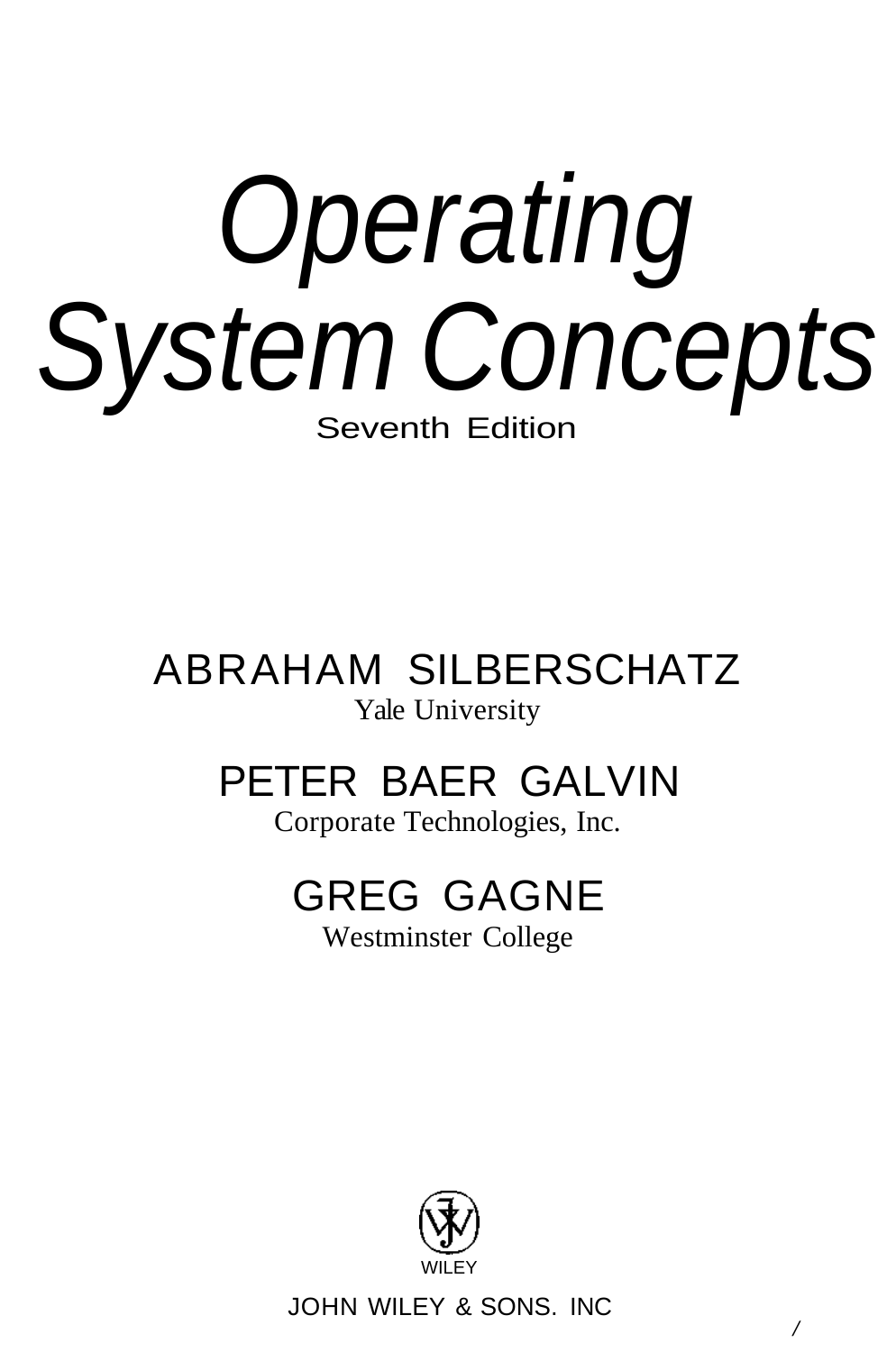# *Operating System Concepts*

Seventh Edition

ABRAHAM SILBERSCHATZ

Yale University

PETER BAER GALVIN

Corporate Technologies, Inc.

GREG GAGNE

Westminster College

WILEY

JOHN WILEY & SONS. INC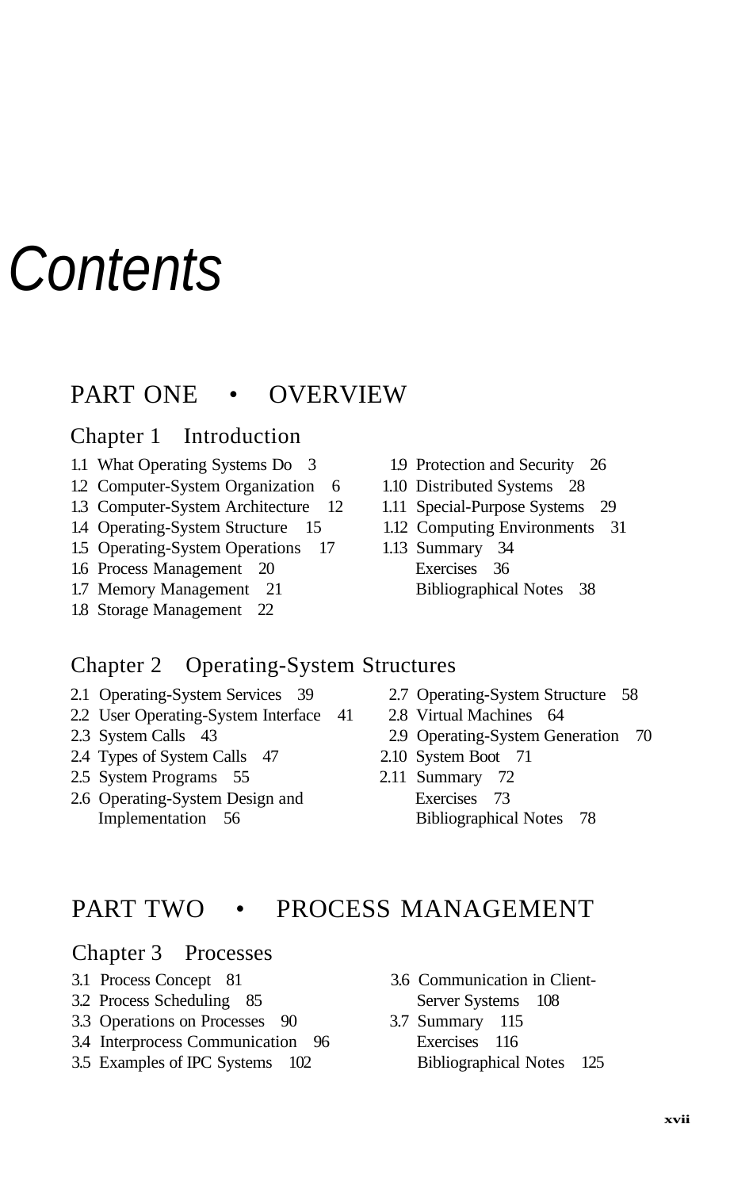# Contents

## PART ONE • OVERVIEW

### Chapter 1 Introduction

1.1 What Operating Systems Do 3
1.2 Computer-System Organization 6
1.3 Computer-System Architecture 12
1.4 Operating-System Structure 15
1.5 Operating-System Operations 17
1.6 Process Management 20
1.7 Memory Management 21
1.8 Storage Management 22
1.9 Protection and Security 26
1.10 Distributed Systems 28
1.11 Special-Purpose Systems 29
1.12 Computing Environments 31
1.13 Summary 34
Exercises 36
Bibliographical Notes 38

### Chapter 2 Operating-System Structures

2.1 Operating-System Services 39
2.2 User Operating-System Interface 41
2.3 System Calls 43
2.4 Types of System Calls 47
2.5 System Programs 55
2.6 Operating-System Design and Implementation 56
2.7 Operating-System Structure 58
2.8 Virtual Machines 64
2.9 Operating-System Generation 70
2.10 System Boot 71
2.11 Summary 72
Exercises 73
Bibliographical Notes 78

## PART TWO • PROCESS MANAGEMENT

### Chapter 3 Processes

3.1 Process Concept 81
3.2 Process Scheduling 85
3.3 Operations on Processes 90
3.4 Interprocess Communication 96
3.5 Examples of IPC Systems 102
3.6 Communication in Client-Server Systems 108
3.7 Summary 115
Exercises 116
Bibliographical Notes 125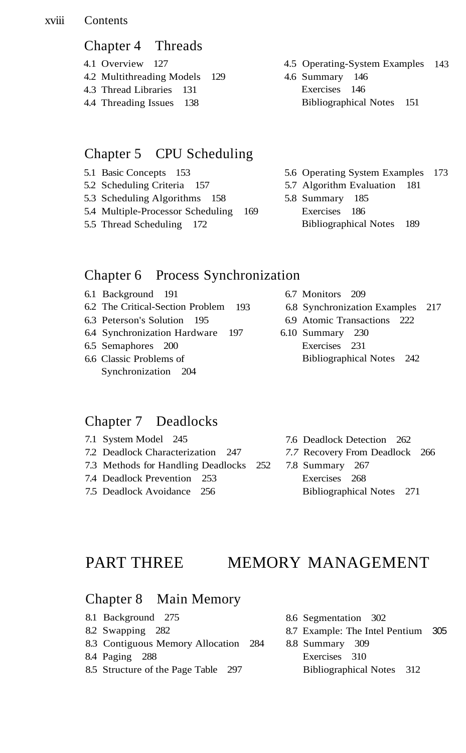## Chapter 4 Threads

- 4.1 Overview 127
- 4.2 Multithreading Models 129
- 4.3 Thread Libraries 131
- 4.4 Threading Issues 138
- 4.5 Operating-System Examples 143
- 4.6 Summary 146
- Exercises 146
- Bibliographical Notes 151

## Chapter 5 CPU Scheduling

- 5.1 Basic Concepts 153
- 5.2 Scheduling Criteria 157
- 5.3 Scheduling Algorithms 158
- 5.4 Multiple-Processor Scheduling 169
- 5.5 Thread Scheduling 172
- 5.6 Operating System Examples 173
- 5.7 Algorithm Evaluation 181
- 5.8 Summary 185
- Exercises 186
- Bibliographical Notes 189

## Chapter 6 Process Synchronization

- 6.1 Background 191
- 6.2 The Critical-Section Problem 193
- 6.3 Peterson's Solution 195
- 6.4 Synchronization Hardware 197
- 6.5 Semaphores 200
- 6.6 Classic Problems of Synchronization 204
- 6.7 Monitors 209
- 6.8 Synchronization Examples 217
- 6.9 Atomic Transactions 222
- 6.10 Summary 230
- Exercises 231
- Bibliographical Notes 242

## Chapter 7 Deadlocks

- 7.1 System Model 245
- 7.2 Deadlock Characterization 247
- 7.3 Methods for Handling Deadlocks 252
- 7.4 Deadlock Prevention 253
- 7.5 Deadlock Avoidance 256
- 7.6 Deadlock Detection 262
- 7.7 Recovery From Deadlock 266
- 7.8 Summary 267
- Exercises 268
- Bibliographical Notes 271

# PART THREE MEMORY MANAGEMENT

## Chapter 8 Main Memory

- 8.1 Background 275
- 8.2 Swapping 282
- 8.3 Contiguous Memory Allocation 284
- 8.4 Paging 288
- 8.5 Structure of the Page Table 297
- 8.6 Segmentation 302
- 8.7 Example: The Intel Pentium 305
- 8.8 Summary 309
- Exercises 310
- Bibliographical Notes 312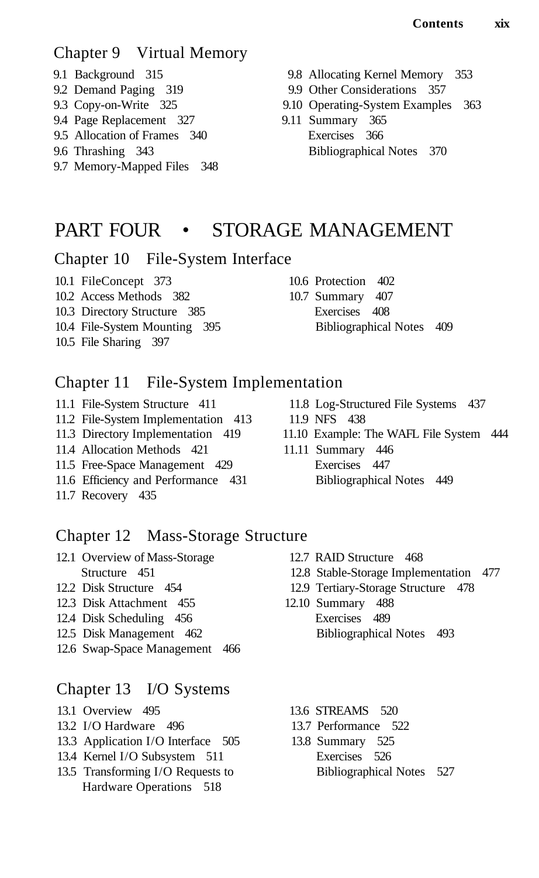## Chapter 9 Virtual Memory

- 9.1 Background 315
- 9.2 Demand Paging 319
- 9.3 Copy-on-Write 325
- 9.4 Page Replacement 327
- 9.5 Allocation of Frames 340
- 9.6 Thrashing 343
- 9.7 Memory-Mapped Files 348
- 9.8 Allocating Kernel Memory 353
- 9.9 Other Considerations 357
- 9.10 Operating-System Examples 363
- 9.11 Summary 365
- Exercises 366
- Bibliographical Notes 370

# PART FOUR • STORAGE MANAGEMENT

## Chapter 10 File-System Interface

- 10.1 FileConcept 373
- 10.2 Access Methods 382
- 10.3 Directory Structure 385
- 10.4 File-System Mounting 395
- 10.5 File Sharing 397
- 10.6 Protection 402
- 10.7 Summary 407
- Exercises 408
- Bibliographical Notes 409

## Chapter 11 File-System Implementation

- 11.1 File-System Structure 411
- 11.2 File-System Implementation 413
- 11.3 Directory Implementation 419
- 11.4 Allocation Methods 421
- 11.5 Free-Space Management 429
- 11.6 Efficiency and Performance 431
- 11.7 Recovery 435
- 11.8 Log-Structured File Systems 437
- 11.9 NFS 438
- 11.10 Example: The WAFL File System 444
- 11.11 Summary 446
- Exercises 447
- Bibliographical Notes 449

## Chapter 12 Mass-Storage Structure

- 12.1 Overview of Mass-Storage Structure 451
- 12.2 Disk Structure 454
- 12.3 Disk Attachment 455
- 12.4 Disk Scheduling 456
- 12.5 Disk Management 462
- 12.6 Swap-Space Management 466
- 12.7 RAID Structure 468
- 12.8 Stable-Storage Implementation 477
- 12.9 Tertiary-Storage Structure 478
- 12.10 Summary 488
- Exercises 489
- Bibliographical Notes 493

## Chapter 13 I/O Systems

- 13.1 Overview 495
- 13.2 I/O Hardware 496
- 13.3 Application I/O Interface 505
- 13.4 Kernel I/O Subsystem 511
- 13.5 Transforming I/O Requests to Hardware Operations 518
- 13.6 STREAMS 520
- 13.7 Performance 522
- 13.8 Summary 525
- Exercises 526
- Bibliographical Notes 527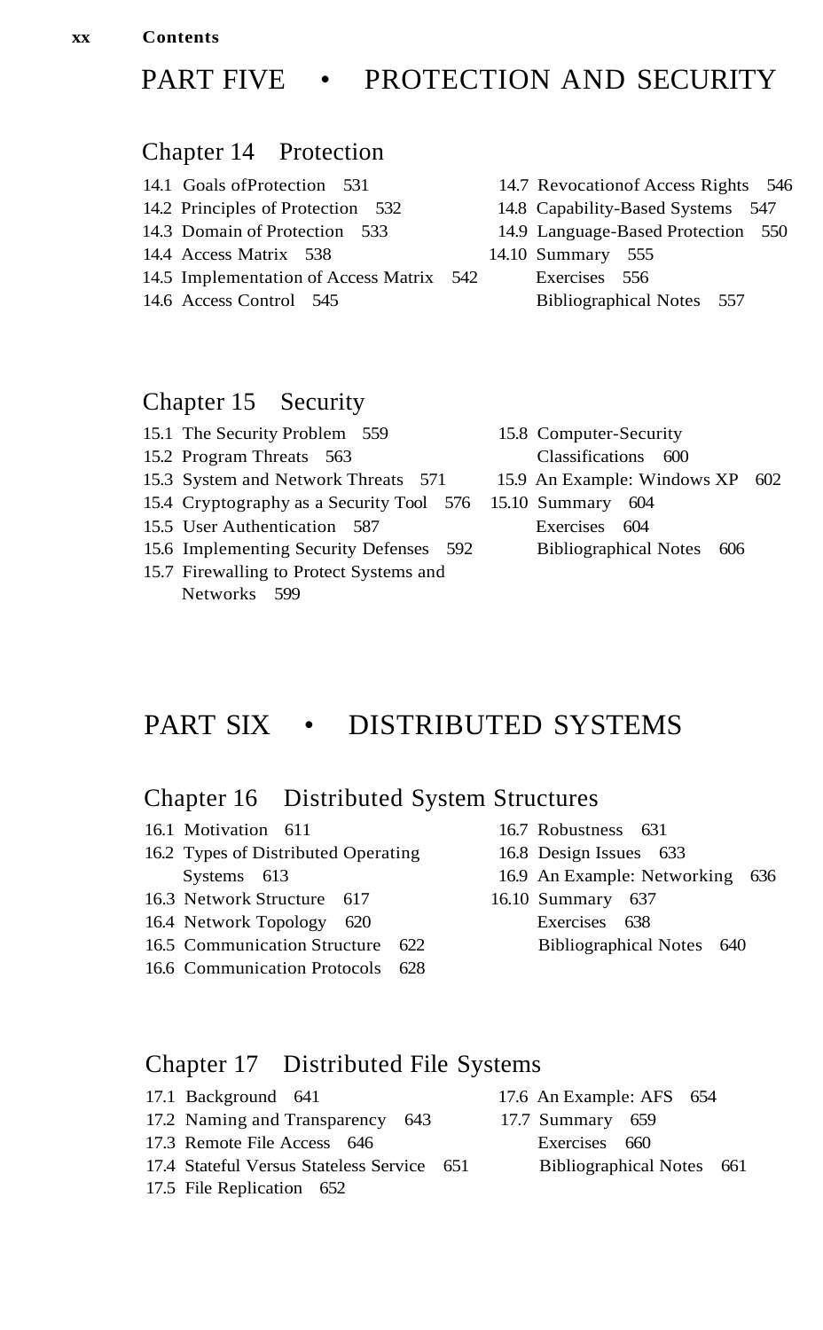# PART FIVE • PROTECTION AND SECURITY

## Chapter 14 Protection

14.1 Goals ofProtection 531
14.2 Principles of Protection 532
14.3 Domain of Protection 533
14.4 Access Matrix 538
14.5 Implementation of Access Matrix 542
14.6 Access Control 545
14.7 Revocationof Access Rights 546
14.8 Capability-Based Systems 547
14.9 Language-Based Protection 550
14.10 Summary 555
Exercises 556
Bibliographical Notes 557

## Chapter 15 Security

15.1 The Security Problem 559
15.2 Program Threats 563
15.3 System and Network Threats 571
15.4 Cryptography as a Security Tool 576
15.5 User Authentication 587
15.6 Implementing Security Defenses 592
15.7 Firewalling to Protect Systems and Networks 599
15.8 Computer-Security Classifications 600
15.9 An Example: Windows XP 602
15.10 Summary 604
Exercises 604
Bibliographical Notes 606

# PART SIX • DISTRIBUTED SYSTEMS

## Chapter 16 Distributed System Structures

16.1 Motivation 611
16.2 Types of Distributed Operating Systems 613
16.3 Network Structure 617
16.4 Network Topology 620
16.5 Communication Structure 622
16.6 Communication Protocols 628
16.7 Robustness 631
16.8 Design Issues 633
16.9 An Example: Networking 636
16.10 Summary 637
Exercises 638
Bibliographical Notes 640

## Chapter 17 Distributed File Systems

17.1 Background 641
17.2 Naming and Transparency 643
17.3 Remote File Access 646
17.4 Stateful Versus Stateless Service 651
17.5 File Replication 652
17.6 An Example: AFS 654
17.7 Summary 659
Exercises 660
Bibliographical Notes 661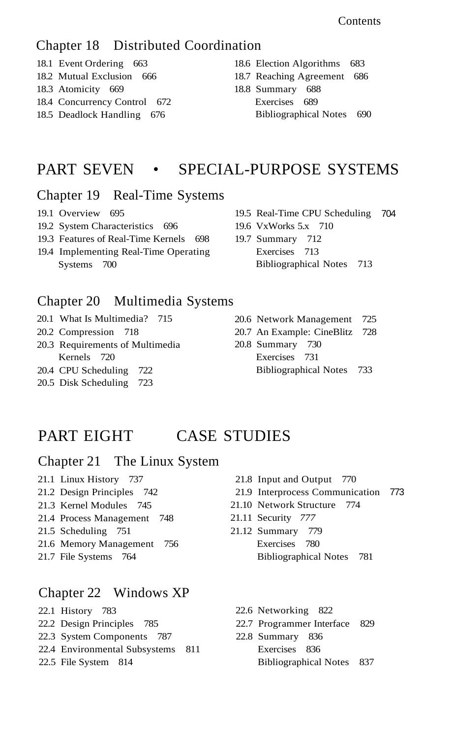## Chapter 18 Distributed Coordination

18.1 Event Ordering 663
18.2 Mutual Exclusion 666
18.3 Atomicity 669
18.4 Concurrency Control 672
18.5 Deadlock Handling 676
18.6 Election Algorithms 683
18.7 Reaching Agreement 686
18.8 Summary 688
Exercises 689
Bibliographical Notes 690

# PART SEVEN • SPECIAL-PURPOSE SYSTEMS

## Chapter 19 Real-Time Systems

19.1 Overview 695
19.2 System Characteristics 696
19.3 Features of Real-Time Kernels 698
19.4 Implementing Real-Time Operating Systems 700
19.5 Real-Time CPU Scheduling 704
19.6 VxWorks 5.x 710
19.7 Summary 712
Exercises 713
Bibliographical Notes 713

## Chapter 20 Multimedia Systems

20.1 What Is Multimedia? 715
20.2 Compression 718
20.3 Requirements of Multimedia Kernels 720
20.4 CPU Scheduling 722
20.5 Disk Scheduling 723
20.6 Network Management 725
20.7 An Example: CineBlitz 728
20.8 Summary 730
Exercises 731
Bibliographical Notes 733

# PART EIGHT CASE STUDIES

## Chapter 21 The Linux System

21.1 Linux History 737
21.2 Design Principles 742
21.3 Kernel Modules 745
21.4 Process Management 748
21.5 Scheduling 751
21.6 Memory Management 756
21.7 File Systems 764
21.8 Input and Output 770
21.9 Interprocess Communication 773
21.10 Network Structure 774
21.11 Security 777
21.12 Summary 779
Exercises 780
Bibliographical Notes 781

## Chapter 22 Windows XP

22.1 History 783
22.2 Design Principles 785
22.3 System Components 787
22.4 Environmental Subsystems 811
22.5 File System 814
22.6 Networking 822
22.7 Programmer Interface 829
22.8 Summary 836
Exercises 836
Bibliographical Notes 837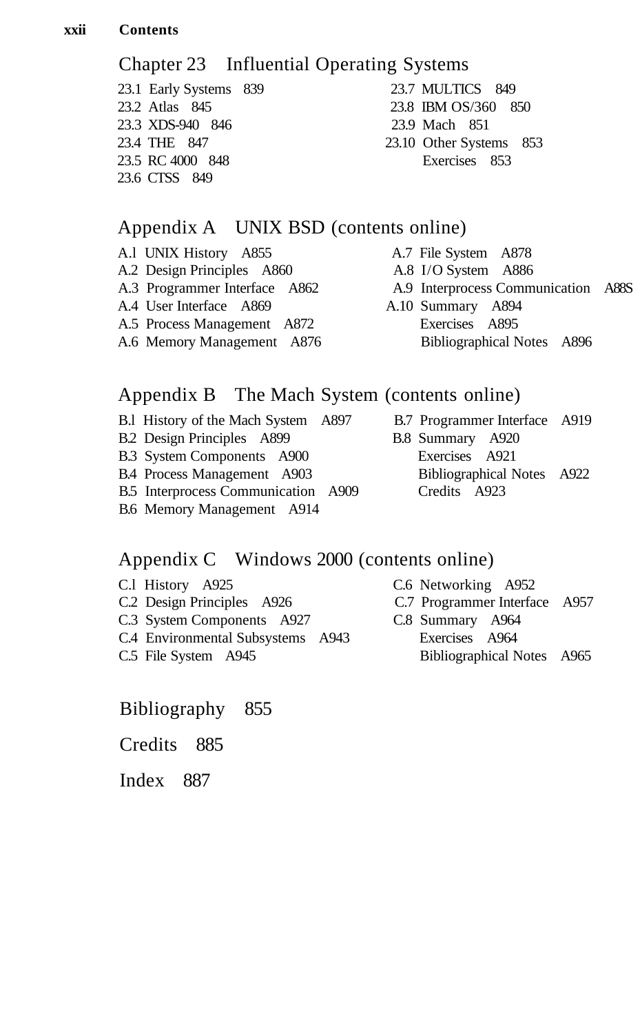## Chapter 23 Influential Operating Systems

23.1 Early Systems 839
23.2 Atlas 845
23.3 XDS-940 846
23.4 THE 847
23.5 RC 4000 848
23.6 CTSS 849
23.7 MULTICS 849
23.8 IBM OS/360 850
23.9 Mach 851
23.10 Other Systems 853
Exercises 853

## Appendix A UNIX BSD (contents online)

A.1 UNIX History A855
A.2 Design Principles A860
A.3 Programmer Interface A862
A.4 User Interface A869
A.5 Process Management A872
A.6 Memory Management A876
A.7 File System A878
A.8 I/O System A886
A.9 Interprocess Communication A88S
A.10 Summary A894
Exercises A895
Bibliographical Notes A896

## Appendix B The Mach System (contents online)

B.1 History of the Mach System A897
B.2 Design Principles A899
B.3 System Components A900
B.4 Process Management A903
B.5 Interprocess Communication A909
B.6 Memory Management A914
B.7 Programmer Interface A919
B.8 Summary A920
Exercises A921
Bibliographical Notes A922
Credits A923

## Appendix C Windows 2000 (contents online)

C.1 History A925
C.2 Design Principles A926
C.3 System Components A927
C.4 Environmental Subsystems A943
C.5 File System A945
C.6 Networking A952
C.7 Programmer Interface A957
C.8 Summary A964
Exercises A964
Bibliographical Notes A965

## Bibliography 855

## Credits 885

## Index 887